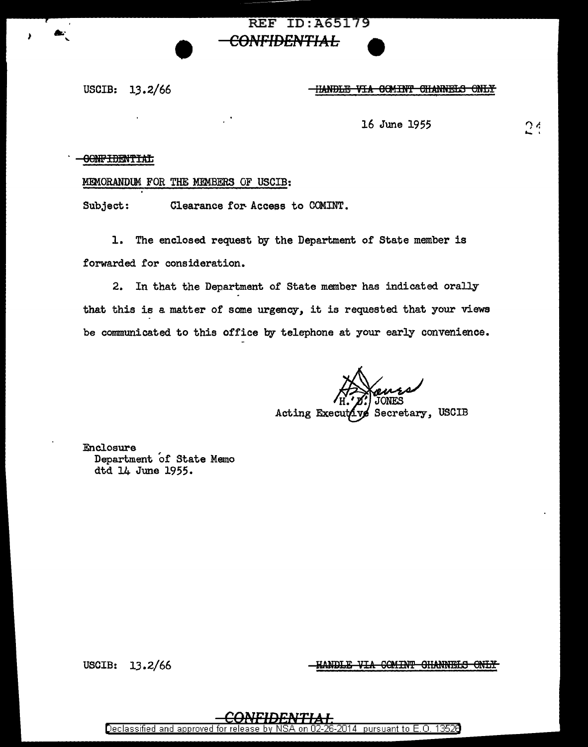REF ID:A65179

~~CONFIDENTIAL~~

USCIB: 13.2/66

~~HANDLE VIA COMINT CHANNELS ONLY~~

16 June 1955

~~CONFIDENTIAL~~

MEMORANDUM FOR THE MEMBERS OF USCIB:

Subject: Clearance for Access to COMINT.

1. The enclosed request by the Department of State member is forwarded for consideration.

2. In that the Department of State member has indicated orally that this is a matter of some urgency, it is requested that your views be communicated to this office by telephone at your early convenience.

H. D. JONES
Acting Executive Secretary, USCIB

Enclosure
Department of State Memo
dtd 14 June 1955.

USCIB: 13.2/66

~~HANDLE VIA COMINT CHANNELS ONLY~~

~~CONFIDENTIAL~~

Declassified and approved for release by NSA on 02-26-2014 pursuant to E.O. 13526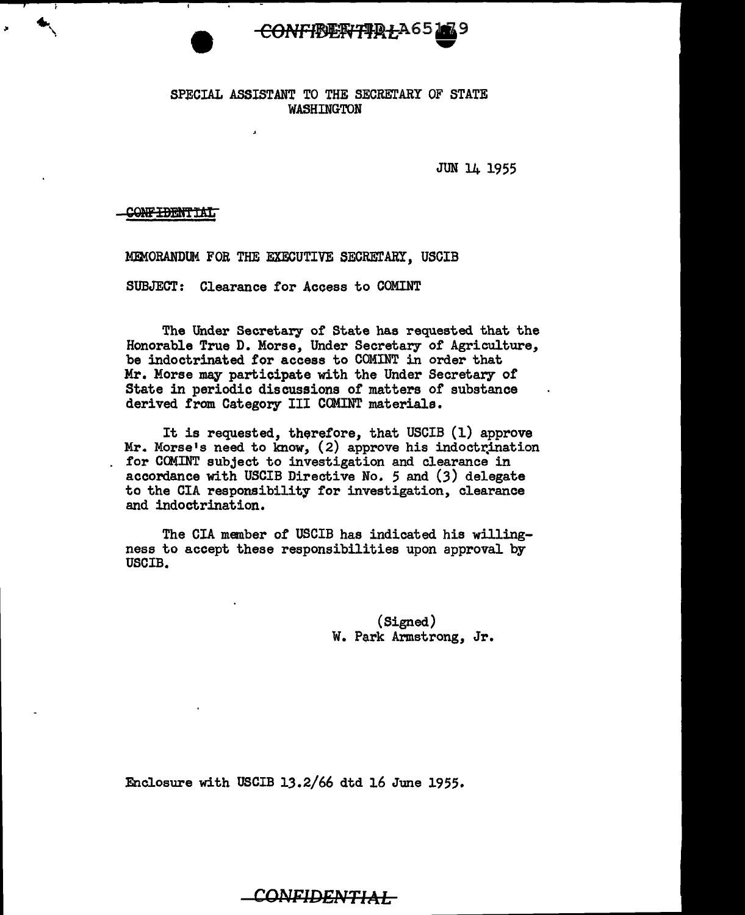CONFIDENTIAL

SPECIAL ASSISTANT TO THE SECRETARY OF STATE
WASHINGTON

JUN 14 1955

CONFIDENTIAL

MEMORANDUM FOR THE EXECUTIVE SECRETARY, USCIB

SUBJECT: Clearance for Access to COMINT

The Under Secretary of State has requested that the Honorable True D. Morse, Under Secretary of Agriculture, be indoctrinated for access to COMINT in order that Mr. Morse may participate with the Under Secretary of State in periodic discussions of matters of substance derived from Category III COMINT materials.

It is requested, therefore, that USCIB (1) approve Mr. Morse's need to know, (2) approve his indoctrination for COMINT subject to investigation and clearance in accordance with USCIB Directive No. 5 and (3) delegate to the CIA responsibility for investigation, clearance and indoctrination.

The CIA member of USCIB has indicated his willingness to accept these responsibilities upon approval by USCIB.

(Signed)
W. Park Armstrong, Jr.

Enclosure with USCIB 13.2/66 dtd 16 June 1955.

CONFIDENTIAL